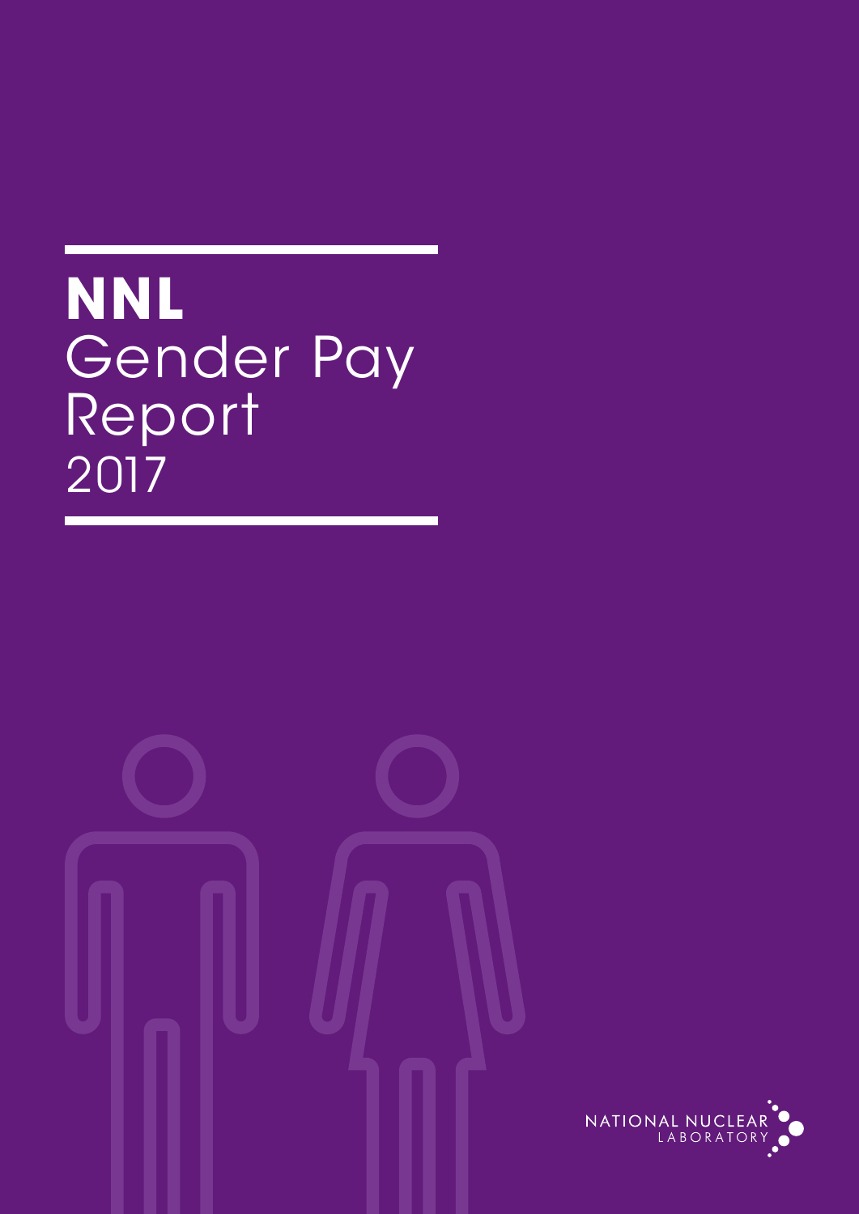# **NNL** Gender Pay Report 2017

NATIONAL NUCLEAR LABORATORY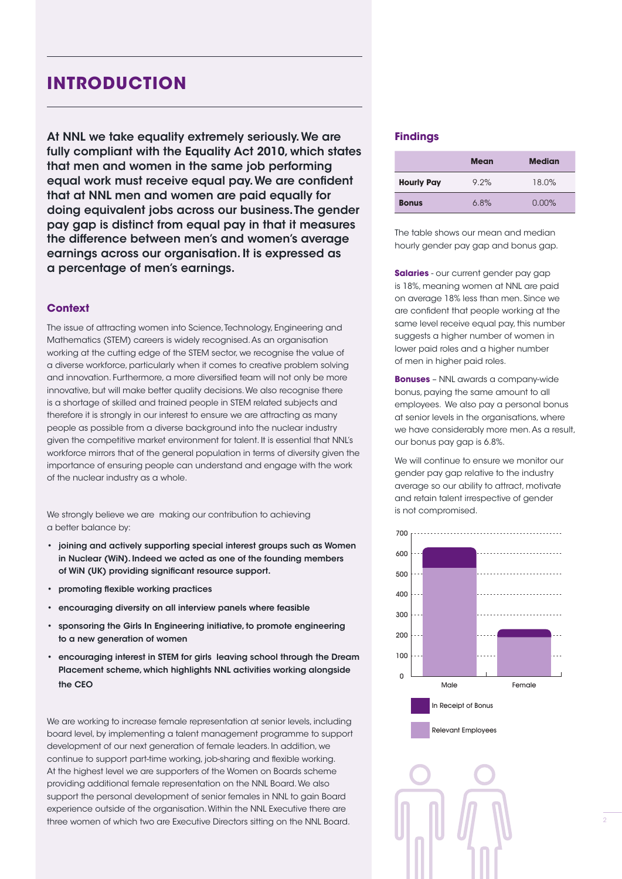# INTRODUCTION

**At NNL we take equality extremely seriously. We are fully compliant with the Equality Act 2010, which states that men and women in the same job performing equal work must receive equal pay. We are confident that at NNL men and women are paid equally for doing equivalent jobs across our business. The gender pay gap is distinct from equal pay in that it measures the difference between men's and women's average earnings across our organisation. It is expressed as a percentage of men's earnings.**

### Context

The issue of attracting women into Science, Technology, Engineering and Mathematics (STEM) careers is widely recognised. As an organisation working at the cutting edge of the STEM sector, we recognise the value of a diverse workforce, particularly when it comes to creative problem solving and innovation. Furthermore, a more diversified team will not only be more innovative, but will make better quality decisions. We also recognise there is a shortage of skilled and trained people in STEM related subjects and therefore it is strongly in our interest to ensure we are attracting as many people as possible from a diverse background into the nuclear industry given the competitive market environment for talent. It is essential that NNL's workforce mirrors that of the general population in terms of diversity given the importance of ensuring people can understand and engage with the work of the nuclear industry as a whole.

We strongly believe we are making our contribution to achieving a better balance by:

- **joining and actively supporting special interest groups such as Women in Nuclear (WiN). Indeed we acted as one of the founding members of WiN (UK) providing significant resource support.**
- **promoting flexible working practices**
- **encouraging diversity on all interview panels where feasible**
- **sponsoring the Girls In Engineering initiative, to promote engineering to a new generation of women**
- **encouraging interest in STEM for girls leaving school through the Dream Placement scheme, which highlights NNL activities working alongside the CEO**

We are working to increase female representation at senior levels, including board level, by implementing a talent management programme to support development of our next generation of female leaders. In addition, we continue to support part-time working, job-sharing and flexible working. At the highest level we are supporters of the Women on Boards scheme providing additional female representation on the NNL Board. We also support the personal development of senior females in NNL to gain Board experience outside of the organisation. Within the NNL Executive there are three women of which two are Executive Directors sitting on the NNL Board.

### Findings

| | Mean | Median |
|---|---|---|
| **Hourly Pay** | 9.2% | 18.0% |
| **Bonus** | 6.8% | 0.00% |

The table shows our mean and median hourly gender pay gap and bonus gap.

**Salaries** - our current gender pay gap is 18%, meaning women at NNL are paid on average 18% less than men. Since we are confident that people working at the same level receive equal pay, this number suggests a higher number of women in lower paid roles and a higher number of men in higher paid roles.

**Bonuses** – NNL awards a company-wide bonus, paying the same amount to all employees. We also pay a personal bonus at senior levels in the organisations, where we have considerably more men. As a result, our bonus pay gap is 6.8%.

We will continue to ensure we monitor our gender pay gap relative to the industry average so our ability to attract, motivate and retain talent irrespective of gender is not compromised.

| | In Receipt of Bonus | Relevant Employees |
|---|---|---|
| Male | ~630 | ~530 |
| Female | ~225 | ~190 |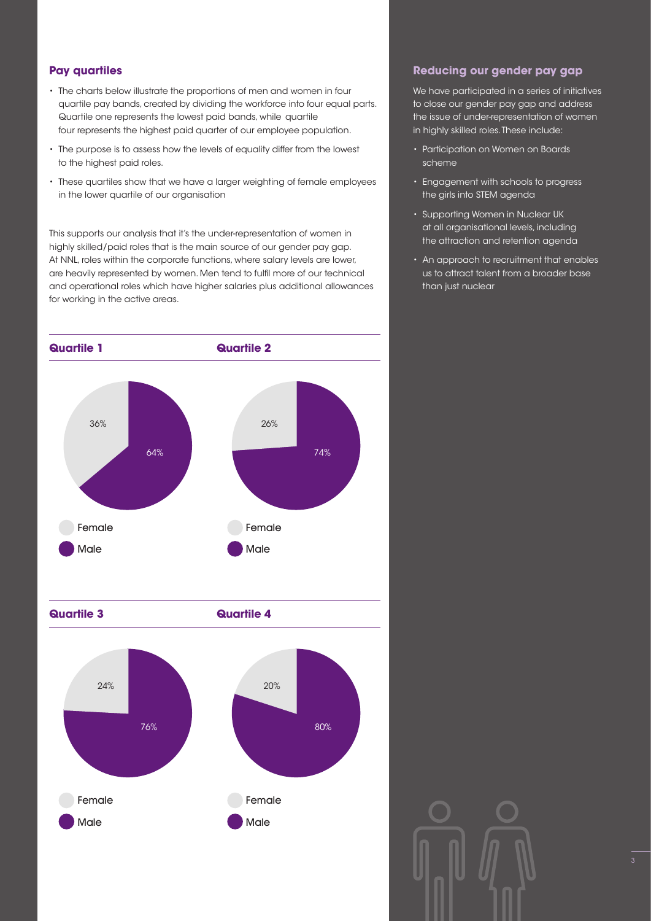## Pay quartiles

- The charts below illustrate the proportions of men and women in four quartile pay bands, created by dividing the workforce into four equal parts. Quartile one represents the lowest paid bands, while quartile four represents the highest paid quarter of our employee population.
- The purpose is to assess how the levels of equality differ from the lowest to the highest paid roles.
- These quartiles show that we have a larger weighting of female employees in the lower quartile of our organisation

This supports our analysis that it's the under-representation of women in highly skilled/paid roles that is the main source of our gender pay gap. At NNL, roles within the corporate functions, where salary levels are lower, are heavily represented by women. Men tend to fulfil more of our technical and operational roles which have higher salaries plus additional allowances for working in the active areas.

### Quartile 1

36%

64%

Female

Male

### Quartile 2

26%

74%

Female

Male

### Quartile 3

24%

76%

Female

Male

### Quartile 4

20%

80%

Female

Male

## Reducing our gender pay gap

We have participated in a series of initiatives to close our gender pay gap and address the issue of under-representation of women in highly skilled roles. These include:

- Participation on Women on Boards scheme
- Engagement with schools to progress the girls into STEM agenda
- Supporting Women in Nuclear UK at all organisational levels, including the attraction and retention agenda
- An approach to recruitment that enables us to attract talent from a broader base than just nuclear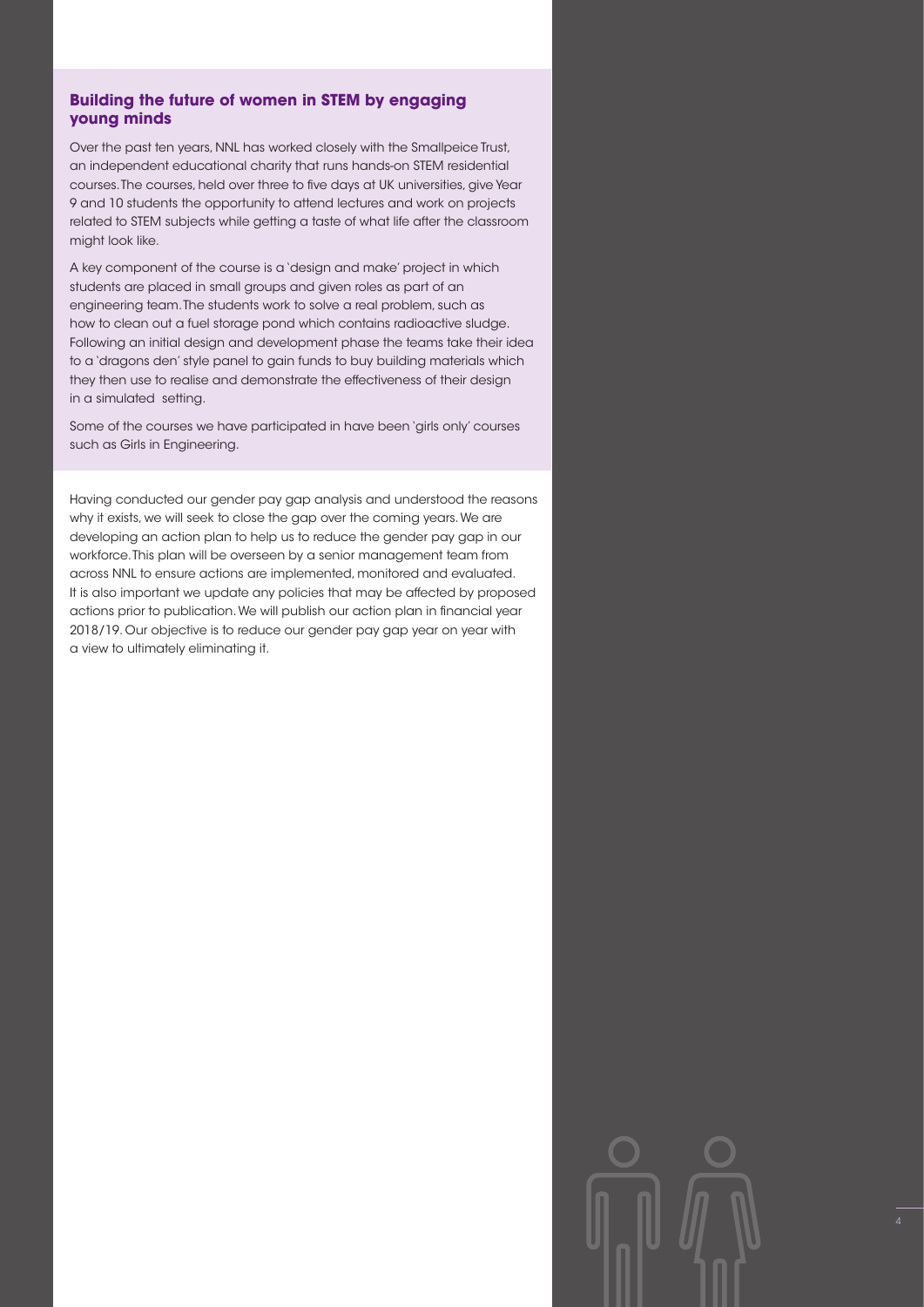### Building the future of women in STEM by engaging young minds

Over the past ten years, NNL has worked closely with the Smallpeice Trust, an independent educational charity that runs hands-on STEM residential courses. The courses, held over three to five days at UK universities, give Year 9 and 10 students the opportunity to attend lectures and work on projects related to STEM subjects while getting a taste of what life after the classroom might look like.

A key component of the course is a 'design and make' project in which students are placed in small groups and given roles as part of an engineering team. The students work to solve a real problem, such as how to clean out a fuel storage pond which contains radioactive sludge. Following an initial design and development phase the teams take their idea to a 'dragons den' style panel to gain funds to buy building materials which they then use to realise and demonstrate the effectiveness of their design in a simulated setting.

Some of the courses we have participated in have been 'girls only' courses such as Girls in Engineering.

Having conducted our gender pay gap analysis and understood the reasons why it exists, we will seek to close the gap over the coming years. We are developing an action plan to help us to reduce the gender pay gap in our workforce. This plan will be overseen by a senior management team from across NNL to ensure actions are implemented, monitored and evaluated. It is also important we update any policies that may be affected by proposed actions prior to publication. We will publish our action plan in financial year 2018/19. Our objective is to reduce our gender pay gap year on year with a view to ultimately eliminating it.